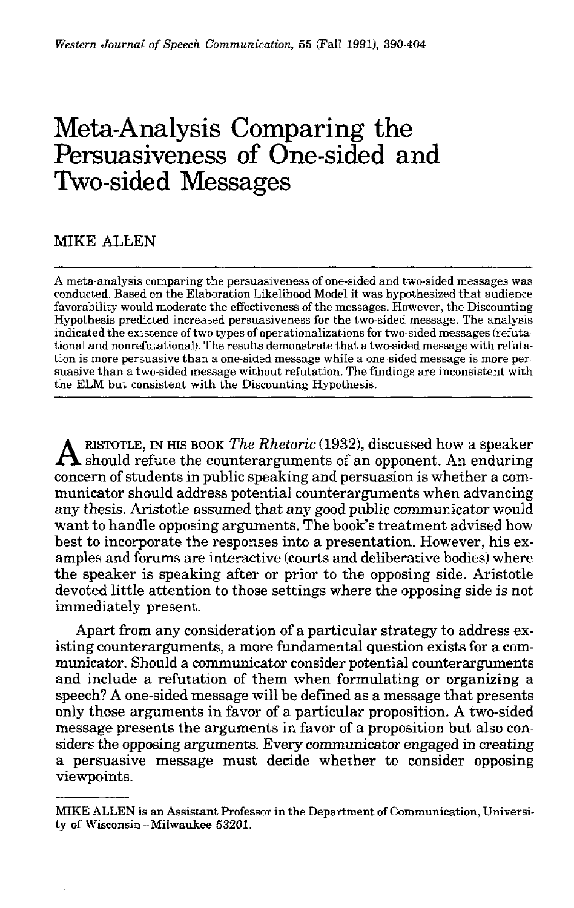# Meta-Analysis Comparing the Persuasiveness of One-sided and Two-sided Messages

MIKE ALLEN

A meta-analysis comparing the persuasiveness of one-sided and two-sided messages was conducted. Based on the Elaboration Likelihood Model it was hypothesized that audience favorability would moderate the effectiveness of the messages. However, the Discounting Hypothesis predicted increased persuasiveness for the two-sided message. The analysis indicated the existence of two types of operationalizations for two-sided messages (refutational and nonrefutational). The results demonstrate that a two-sided message with refutation is more persuasive than a one-sided message while a one-sided message is more persuasive than a two-sided message without refutation. The findings are inconsistent with the ELM but consistent with the Discounting Hypothesis.

ARISTOTLE, IN HIS BOOK *The Rhetoric* (1932), discussed how a speaker should refute the counterarguments of an opponent. An enduring concern of students in public speaking and persuasion is whether a communicator should address potential counterarguments when advancing any thesis. Aristotle assumed that any good public communicator would want to handle opposing arguments. The book's treatment advised how best to incorporate the responses into a presentation. However, his examples and forums are interactive (courts and deliberative bodies) where the speaker is speaking after or prior to the opposing side. Aristotle devoted little attention to those settings where the opposing side is not immediately present.

Apart from any consideration of a particular strategy to address existing counterarguments, a more fundamental question exists for a communicator. Should a communicator consider potential counterarguments and include a refutation of them when formulating or organizing a speech? A one-sided message will be defined as a message that presents only those arguments in favor of a particular proposition. A two-sided message presents the arguments in favor of a proposition but also considers the opposing arguments. Every communicator engaged in creating a persuasive message must decide whether to consider opposing viewpoints.

MIKE ALLEN is an Assistant Professor in the Department of Communication, University of Wisconsin–Milwaukee 53201.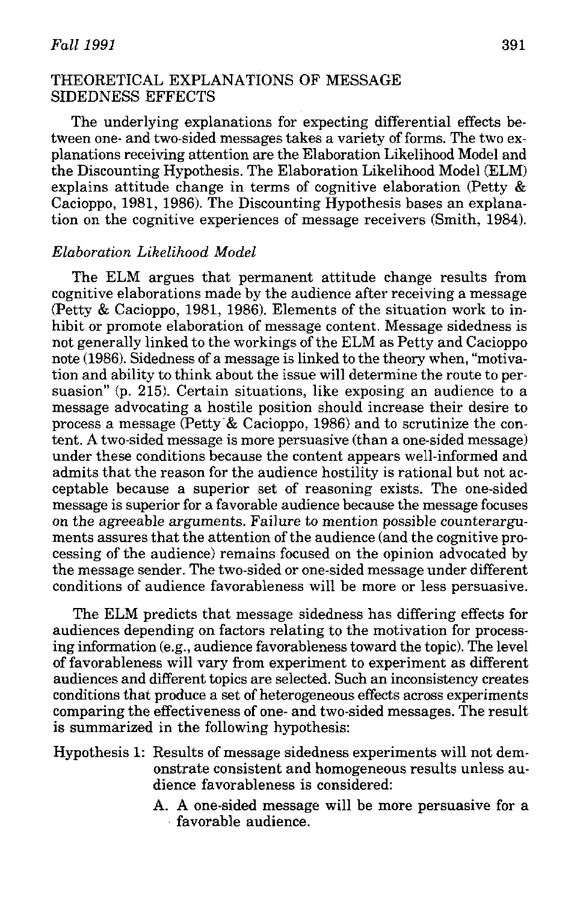## THEORETICAL EXPLANATIONS OF MESSAGE SIDEDNESS EFFECTS

The underlying explanations for expecting differential effects between one- and two-sided messages takes a variety of forms. The two explanations receiving attention are the Elaboration Likelihood Model and the Discounting Hypothesis. The Elaboration Likelihood Model (ELM) explains attitude change in terms of cognitive elaboration (Petty & Cacioppo, 1981, 1986). The Discounting Hypothesis bases an explanation on the cognitive experiences of message receivers (Smith, 1984).

### *Elaboration Likelihood Model*

The ELM argues that permanent attitude change results from cognitive elaborations made by the audience after receiving a message (Petty & Cacioppo, 1981, 1986). Elements of the situation work to inhibit or promote elaboration of message content. Message sidedness is not generally linked to the workings of the ELM as Petty and Cacioppo note (1986). Sidedness of a message is linked to the theory when, "motivation and ability to think about the issue will determine the route to persuasion" (p. 215). Certain situations, like exposing an audience to a message advocating a hostile position should increase their desire to process a message (Petty & Cacioppo, 1986) and to scrutinize the content. A two-sided message is more persuasive (than a one-sided message) under these conditions because the content appears well-informed and admits that the reason for the audience hostility is rational but not acceptable because a superior set of reasoning exists. The one-sided message is superior for a favorable audience because the message focuses on the agreeable arguments. Failure to mention possible counterarguments assures that the attention of the audience (and the cognitive processing of the audience) remains focused on the opinion advocated by the message sender. The two-sided or one-sided message under different conditions of audience favorableness will be more or less persuasive.

The ELM predicts that message sidedness has differing effects for audiences depending on factors relating to the motivation for processing information (e.g., audience favorableness toward the topic). The level of favorableness will vary from experiment to experiment as different audiences and different topics are selected. Such an inconsistency creates conditions that produce a set of heterogeneous effects across experiments comparing the effectiveness of one- and two-sided messages. The result is summarized in the following hypothesis:

Hypothesis 1: Results of message sidedness experiments will not demonstrate consistent and homogeneous results unless audience favorableness is considered:

A. A one-sided message will be more persuasive for a favorable audience.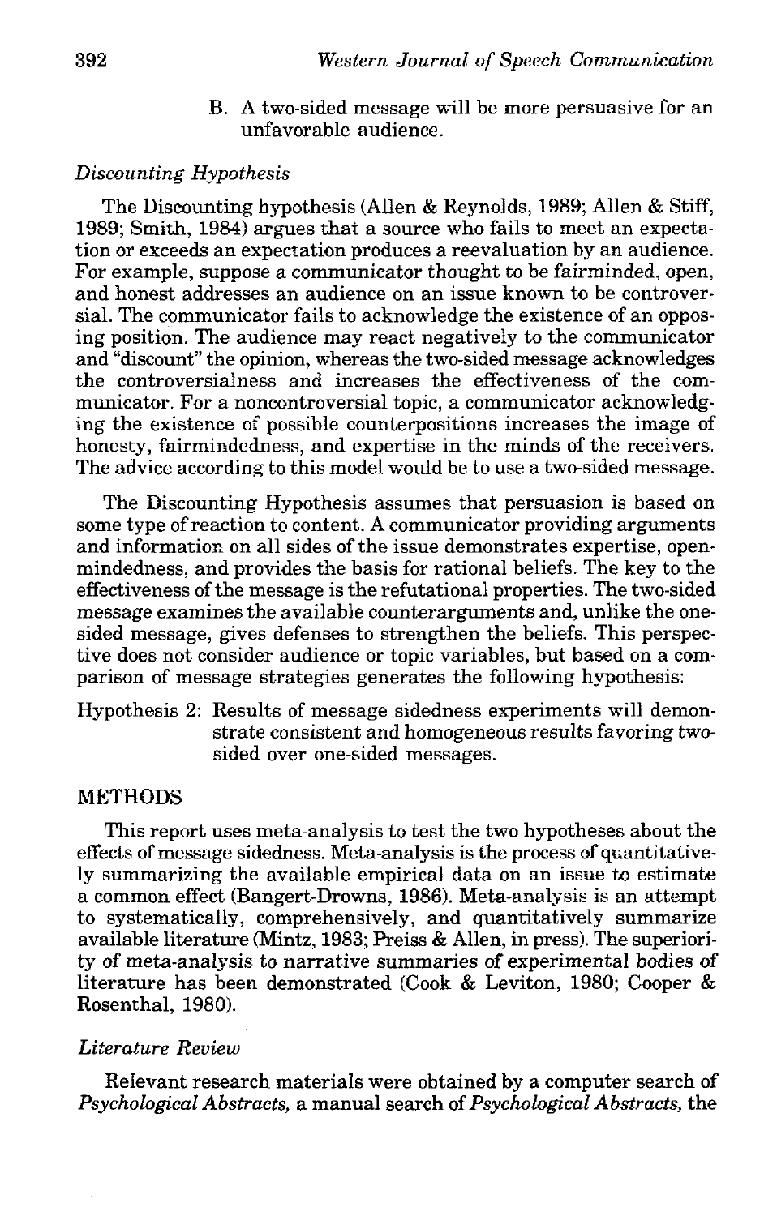B. A two-sided message will be more persuasive for an unfavorable audience.

### *Discounting Hypothesis*

The Discounting hypothesis (Allen & Reynolds, 1989; Allen & Stiff, 1989; Smith, 1984) argues that a source who fails to meet an expectation or exceeds an expectation produces a reevaluation by an audience. For example, suppose a communicator thought to be fairminded, open, and honest addresses an audience on an issue known to be controversial. The communicator fails to acknowledge the existence of an opposing position. The audience may react negatively to the communicator and "discount" the opinion, whereas the two-sided message acknowledges the controversialness and increases the effectiveness of the communicator. For a noncontroversial topic, a communicator acknowledging the existence of possible counterpositions increases the image of honesty, fairmindedness, and expertise in the minds of the receivers. The advice according to this model would be to use a two-sided message.

The Discounting Hypothesis assumes that persuasion is based on some type of reaction to content. A communicator providing arguments and information on all sides of the issue demonstrates expertise, openmindedness, and provides the basis for rational beliefs. The key to the effectiveness of the message is the refutational properties. The two-sided message examines the available counterarguments and, unlike the one-sided message, gives defenses to strengthen the beliefs. This perspective does not consider audience or topic variables, but based on a comparison of message strategies generates the following hypothesis:

Hypothesis 2: Results of message sidedness experiments will demonstrate consistent and homogeneous results favoring two-sided over one-sided messages.

## METHODS

This report uses meta-analysis to test the two hypotheses about the effects of message sidedness. Meta-analysis is the process of quantitatively summarizing the available empirical data on an issue to estimate a common effect (Bangert-Drowns, 1986). Meta-analysis is an attempt to systematically, comprehensively, and quantitatively summarize available literature (Mintz, 1983; Preiss & Allen, in press). The superiority of meta-analysis to narrative summaries of experimental bodies of literature has been demonstrated (Cook & Leviton, 1980; Cooper & Rosenthal, 1980).

### *Literature Review*

Relevant research materials were obtained by a computer search of *Psychological Abstracts*, a manual search of *Psychological Abstracts*, the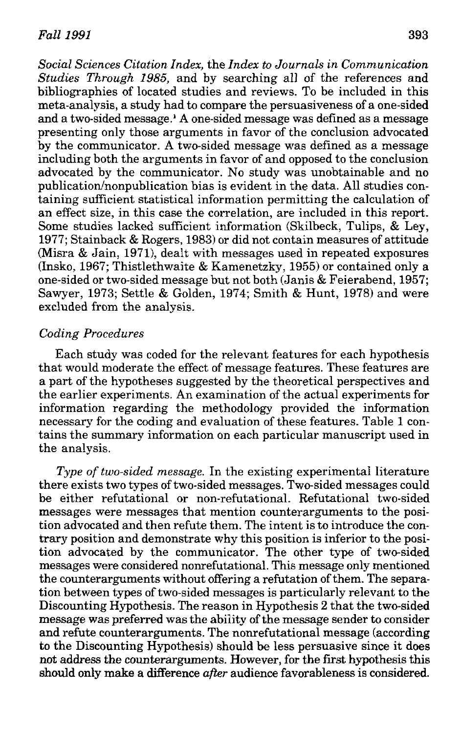*Social Sciences Citation Index*, the *Index to Journals in Communication Studies Through 1985*, and by searching all of the references and bibliographies of located studies and reviews. To be included in this meta-analysis, a study had to compare the persuasiveness of a one-sided and a two-sided message.[1] A one-sided message was defined as a message presenting only those arguments in favor of the conclusion advocated by the communicator. A two-sided message was defined as a message including both the arguments in favor of and opposed to the conclusion advocated by the communicator. No study was unobtainable and no publication/nonpublication bias is evident in the data. All studies containing sufficient statistical information permitting the calculation of an effect size, in this case the correlation, are included in this report. Some studies lacked sufficient information (Skilbeck, Tulips, & Ley, 1977; Stainback & Rogers, 1983) or did not contain measures of attitude (Misra & Jain, 1971), dealt with messages used in repeated exposures (Insko, 1967; Thistlethwaite & Kamenetzky, 1955) or contained only a one-sided or two-sided message but not both (Janis & Feierabend, 1957; Sawyer, 1973; Settle & Golden, 1974; Smith & Hunt, 1978) and were excluded from the analysis.

### *Coding Procedures*

Each study was coded for the relevant features for each hypothesis that would moderate the effect of message features. These features are a part of the hypotheses suggested by the theoretical perspectives and the earlier experiments. An examination of the actual experiments for information regarding the methodology provided the information necessary for the coding and evaluation of these features. Table 1 contains the summary information on each particular manuscript used in the analysis.

*Type of two-sided message.* In the existing experimental literature there exists two types of two-sided messages. Two-sided messages could be either refutational or non-refutational. Refutational two-sided messages were messages that mention counterarguments to the position advocated and then refute them. The intent is to introduce the contrary position and demonstrate why this position is inferior to the position advocated by the communicator. The other type of two-sided messages were considered nonrefutational. This message only mentioned the counterarguments without offering a refutation of them. The separation between types of two-sided messages is particularly relevant to the Discounting Hypothesis. The reason in Hypothesis 2 that the two-sided message was preferred was the ability of the message sender to consider and refute counterarguments. The nonrefutational message (according to the Discounting Hypothesis) should be less persuasive since it does not address the counterarguments. However, for the first hypothesis this should only make a difference *after* audience favorableness is considered.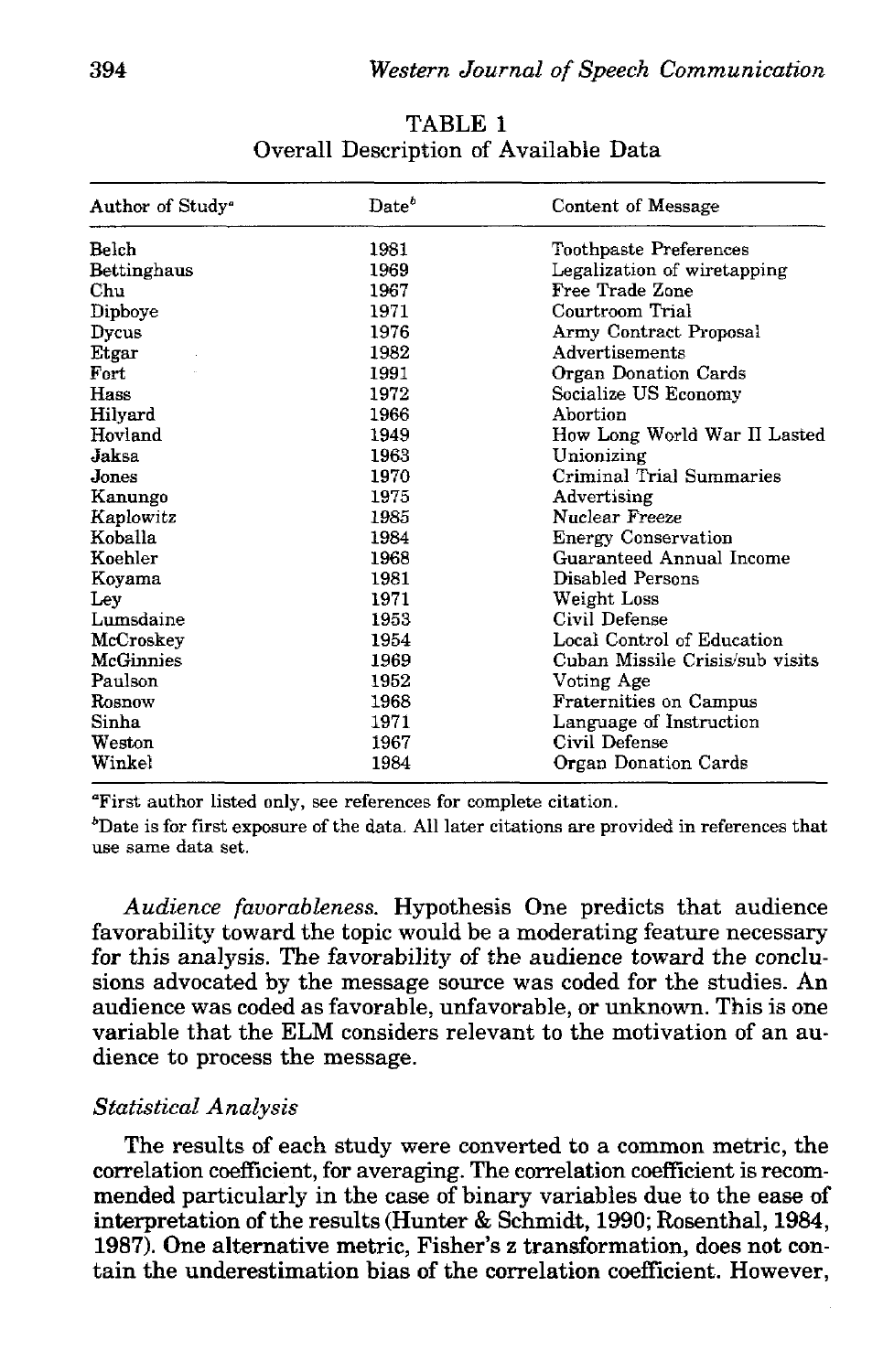TABLE 1
Overall Description of Available Data

| Author of Study[a] | Date[b] | Content of Message |
|---|---|---|
| Belch | 1981 | Toothpaste Preferences |
| Bettinghaus | 1969 | Legalization of wiretapping |
| Chu | 1967 | Free Trade Zone |
| Dipboye | 1971 | Courtroom Trial |
| Dycus | 1976 | Army Contract Proposal |
| Etgar | 1982 | Advertisements |
| Fort | 1991 | Organ Donation Cards |
| Hass | 1972 | Socialize US Economy |
| Hilyard | 1966 | Abortion |
| Hovland | 1949 | How Long World War II Lasted |
| Jaksa | 1963 | Unionizing |
| Jones | 1970 | Criminal Trial Summaries |
| Kanungo | 1975 | Advertising |
| Kaplowitz | 1985 | Nuclear Freeze |
| Koballa | 1984 | Energy Conservation |
| Koehler | 1968 | Guaranteed Annual Income |
| Koyama | 1981 | Disabled Persons |
| Ley | 1971 | Weight Loss |
| Lumsdaine | 1953 | Civil Defense |
| McCroskey | 1954 | Local Control of Education |
| McGinnies | 1969 | Cuban Missile Crisis/sub visits |
| Paulson | 1952 | Voting Age |
| Rosnow | 1968 | Fraternities on Campus |
| Sinha | 1971 | Language of Instruction |
| Weston | 1967 | Civil Defense |
| Winkel | 1984 | Organ Donation Cards |

[a]First author listed only, see references for complete citation.

[b]Date is for first exposure of the data. All later citations are provided in references that use same data set.

*Audience favorableness.* Hypothesis One predicts that audience favorability toward the topic would be a moderating feature necessary for this analysis. The favorability of the audience toward the conclusions advocated by the message source was coded for the studies. An audience was coded as favorable, unfavorable, or unknown. This is one variable that the ELM considers relevant to the motivation of an audience to process the message.

### *Statistical Analysis*

The results of each study were converted to a common metric, the correlation coefficient, for averaging. The correlation coefficient is recommended particularly in the case of binary variables due to the ease of interpretation of the results (Hunter & Schmidt, 1990; Rosenthal, 1984, 1987). One alternative metric, Fisher's z transformation, does not contain the underestimation bias of the correlation coefficient. However,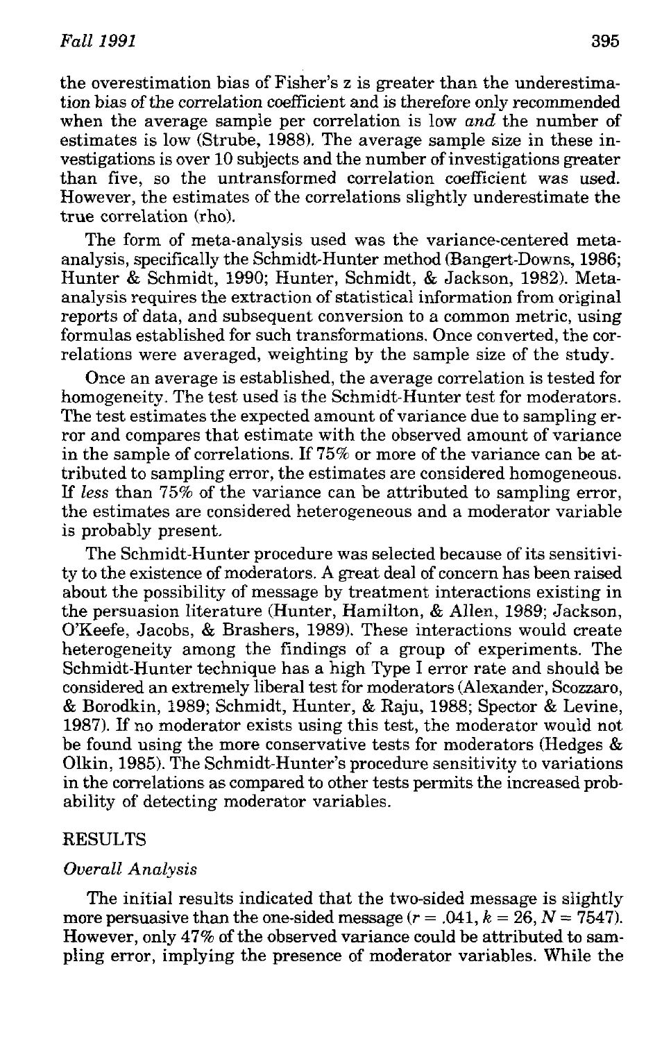the overestimation bias of Fisher's z is greater than the underestimation bias of the correlation coefficient and is therefore only recommended when the average sample per correlation is low *and* the number of estimates is low (Strube, 1988). The average sample size in these investigations is over 10 subjects and the number of investigations greater than five, so the untransformed correlation coefficient was used. However, the estimates of the correlations slightly underestimate the true correlation (rho).

The form of meta-analysis used was the variance-centered meta-analysis, specifically the Schmidt-Hunter method (Bangert-Downs, 1986; Hunter & Schmidt, 1990; Hunter, Schmidt, & Jackson, 1982). Meta-analysis requires the extraction of statistical information from original reports of data, and subsequent conversion to a common metric, using formulas established for such transformations. Once converted, the correlations were averaged, weighting by the sample size of the study.

Once an average is established, the average correlation is tested for homogeneity. The test used is the Schmidt-Hunter test for moderators. The test estimates the expected amount of variance due to sampling error and compares that estimate with the observed amount of variance in the sample of correlations. If 75% or more of the variance can be attributed to sampling error, the estimates are considered homogeneous. If *less* than 75% of the variance can be attributed to sampling error, the estimates are considered heterogeneous and a moderator variable is probably present.

The Schmidt-Hunter procedure was selected because of its sensitivity to the existence of moderators. A great deal of concern has been raised about the possibility of message by treatment interactions existing in the persuasion literature (Hunter, Hamilton, & Allen, 1989; Jackson, O'Keefe, Jacobs, & Brashers, 1989). These interactions would create heterogeneity among the findings of a group of experiments. The Schmidt-Hunter technique has a high Type I error rate and should be considered an extremely liberal test for moderators (Alexander, Scozzaro, & Borodkin, 1989; Schmidt, Hunter, & Raju, 1988; Spector & Levine, 1987). If no moderator exists using this test, the moderator would not be found using the more conservative tests for moderators (Hedges & Olkin, 1985). The Schmidt-Hunter's procedure sensitivity to variations in the correlations as compared to other tests permits the increased probability of detecting moderator variables.

## RESULTS

### *Overall Analysis*

The initial results indicated that the two-sided message is slightly more persuasive than the one-sided message ($r = .041$, $k = 26$, $N = 7547$). However, only 47% of the observed variance could be attributed to sampling error, implying the presence of moderator variables. While the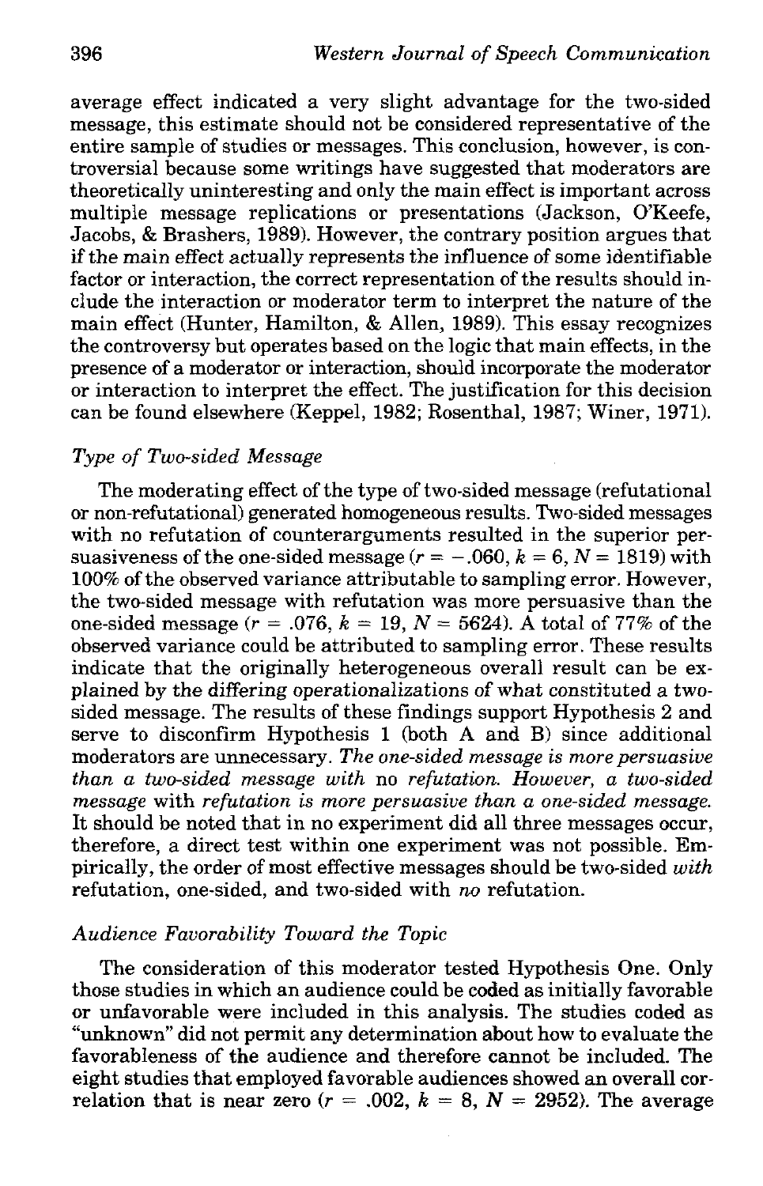average effect indicated a very slight advantage for the two-sided message, this estimate should not be considered representative of the entire sample of studies or messages. This conclusion, however, is controversial because some writings have suggested that moderators are theoretically uninteresting and only the main effect is important across multiple message replications or presentations (Jackson, O'Keefe, Jacobs, & Brashers, 1989). However, the contrary position argues that if the main effect actually represents the influence of some identifiable factor or interaction, the correct representation of the results should include the interaction or moderator term to interpret the nature of the main effect (Hunter, Hamilton, & Allen, 1989). This essay recognizes the controversy but operates based on the logic that main effects, in the presence of a moderator or interaction, should incorporate the moderator or interaction to interpret the effect. The justification for this decision can be found elsewhere (Keppel, 1982; Rosenthal, 1987; Winer, 1971).

### *Type of Two-sided Message*

The moderating effect of the type of two-sided message (refutational or non-refutational) generated homogeneous results. Two-sided messages with no refutation of counterarguments resulted in the superior persuasiveness of the one-sided message ($r = -.060$, $k = 6$, $N = 1819$) with 100% of the observed variance attributable to sampling error. However, the two-sided message with refutation was more persuasive than the one-sided message ($r = .076$, $k = 19$, $N = 5624$). A total of 77% of the observed variance could be attributed to sampling error. These results indicate that the originally heterogeneous overall result can be explained by the differing operationalizations of what constituted a two-sided message. The results of these findings support Hypothesis 2 and serve to disconfirm Hypothesis 1 (both A and B) since additional moderators are unnecessary. *The one-sided message is more persuasive than a two-sided message with* no *refutation. However, a two-sided message* with *refutation is more persuasive than a one-sided message.* It should be noted that in no experiment did all three messages occur, therefore, a direct test within one experiment was not possible. Empirically, the order of most effective messages should be two-sided *with* refutation, one-sided, and two-sided with *no* refutation.

### *Audience Favorability Toward the Topic*

The consideration of this moderator tested Hypothesis One. Only those studies in which an audience could be coded as initially favorable or unfavorable were included in this analysis. The studies coded as "unknown" did not permit any determination about how to evaluate the favorableness of the audience and therefore cannot be included. The eight studies that employed favorable audiences showed an overall correlation that is near zero ($r = .002$, $k = 8$, $N = 2952$). The average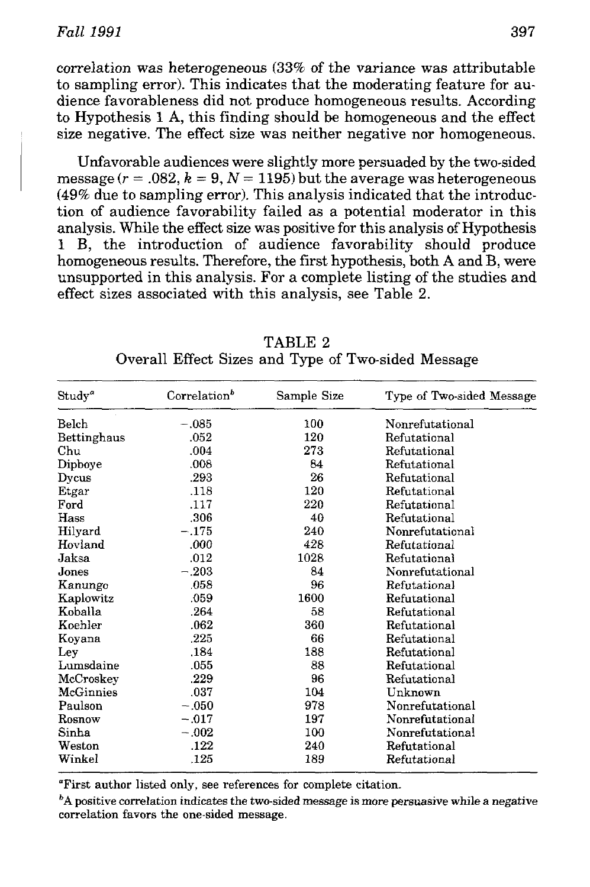correlation was heterogeneous (33% of the variance was attributable to sampling error). This indicates that the moderating feature for audience favorableness did not produce homogeneous results. According to Hypothesis 1 A, this finding should be homogeneous and the effect size negative. The effect size was neither negative nor homogeneous.

Unfavorable audiences were slightly more persuaded by the two-sided message ($r = .082$, $k = 9$, $N = 1195$) but the average was heterogeneous (49% due to sampling error). This analysis indicated that the introduction of audience favorability failed as a potential moderator in this analysis. While the effect size was positive for this analysis of Hypothesis 1 B, the introduction of audience favorability should produce homogeneous results. Therefore, the first hypothesis, both A and B, were unsupported in this analysis. For a complete listing of the studies and effect sizes associated with this analysis, see Table 2.

TABLE 2
Overall Effect Sizes and Type of Two-sided Message

| Study[a] | Correlation[b] | Sample Size | Type of Two-sided Message |
|---|---|---|---|
| Belch | −.085 | 100 | Nonrefutational |
| Bettinghaus | .052 | 120 | Refutational |
| Chu | .004 | 273 | Refutational |
| Dipboye | .008 | 84 | Refutational |
| Dycus | .293 | 26 | Refutational |
| Etgar | .118 | 120 | Refutational |
| Ford | .117 | 220 | Refutational |
| Hass | .306 | 40 | Refutational |
| Hilyard | −.175 | 240 | Nonrefutational |
| Hovland | .000 | 428 | Refutational |
| Jaksa | .012 | 1028 | Refutational |
| Jones | −.203 | 84 | Nonrefutational |
| Kanungo | .058 | 96 | Refutational |
| Kaplowitz | .059 | 1600 | Refutational |
| Koballa | .264 | 58 | Refutational |
| Koehler | .062 | 360 | Refutational |
| Koyana | .225 | 66 | Refutational |
| Ley | .184 | 188 | Refutational |
| Lumsdaine | .055 | 88 | Refutational |
| McCroskey | .229 | 96 | Refutational |
| McGinnies | .037 | 104 | Unknown |
| Paulson | −.050 | 978 | Nonrefutational |
| Rosnow | −.017 | 197 | Nonrefutational |
| Sinha | −.002 | 100 | Nonrefutational |
| Weston | .122 | 240 | Refutational |
| Winkel | .125 | 189 | Refutational |

[a]First author listed only, see references for complete citation.

[b]A positive correlation indicates the two-sided message is more persuasive while a negative correlation favors the one-sided message.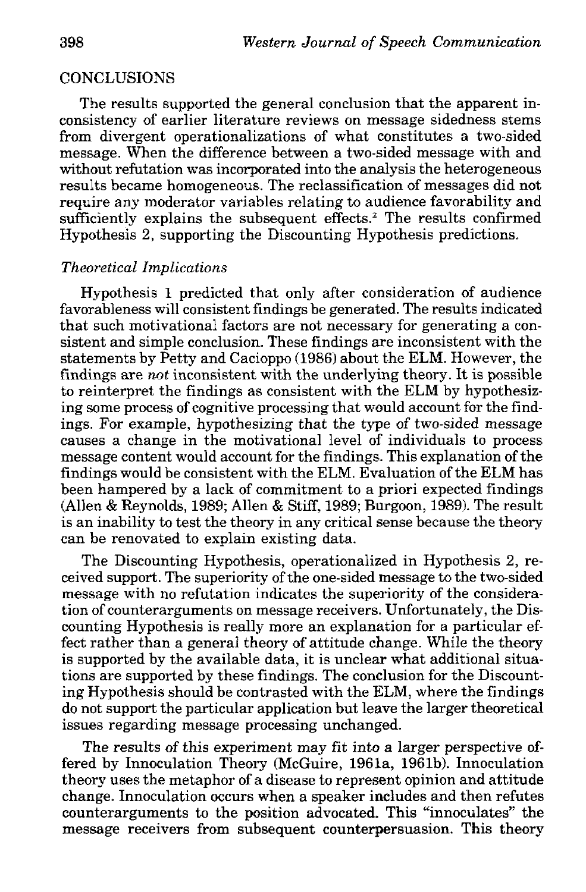## CONCLUSIONS

The results supported the general conclusion that the apparent inconsistency of earlier literature reviews on message sidedness stems from divergent operationalizations of what constitutes a two-sided message. When the difference between a two-sided message with and without refutation was incorporated into the analysis the heterogeneous results became homogeneous. The reclassification of messages did not require any moderator variables relating to audience favorability and sufficiently explains the subsequent effects.[2] The results confirmed Hypothesis 2, supporting the Discounting Hypothesis predictions.

### *Theoretical Implications*

Hypothesis 1 predicted that only after consideration of audience favorableness will consistent findings be generated. The results indicated that such motivational factors are not necessary for generating a consistent and simple conclusion. These findings are inconsistent with the statements by Petty and Cacioppo (1986) about the ELM. However, the findings are *not* inconsistent with the underlying theory. It is possible to reinterpret the findings as consistent with the ELM by hypothesizing some process of cognitive processing that would account for the findings. For example, hypothesizing that the type of two-sided message causes a change in the motivational level of individuals to process message content would account for the findings. This explanation of the findings would be consistent with the ELM. Evaluation of the ELM has been hampered by a lack of commitment to a priori expected findings (Allen & Reynolds, 1989; Allen & Stiff, 1989; Burgoon, 1989). The result is an inability to test the theory in any critical sense because the theory can be renovated to explain existing data.

The Discounting Hypothesis, operationalized in Hypothesis 2, received support. The superiority of the one-sided message to the two-sided message with no refutation indicates the superiority of the consideration of counterarguments on message receivers. Unfortunately, the Discounting Hypothesis is really more an explanation for a particular effect rather than a general theory of attitude change. While the theory is supported by the available data, it is unclear what additional situations are supported by these findings. The conclusion for the Discounting Hypothesis should be contrasted with the ELM, where the findings do not support the particular application but leave the larger theoretical issues regarding message processing unchanged.

The results of this experiment may fit into a larger perspective offered by Innoculation Theory (McGuire, 1961a, 1961b). Innoculation theory uses the metaphor of a disease to represent opinion and attitude change. Innoculation occurs when a speaker includes and then refutes counterarguments to the position advocated. This "innoculates" the message receivers from subsequent counterpersuasion. This theory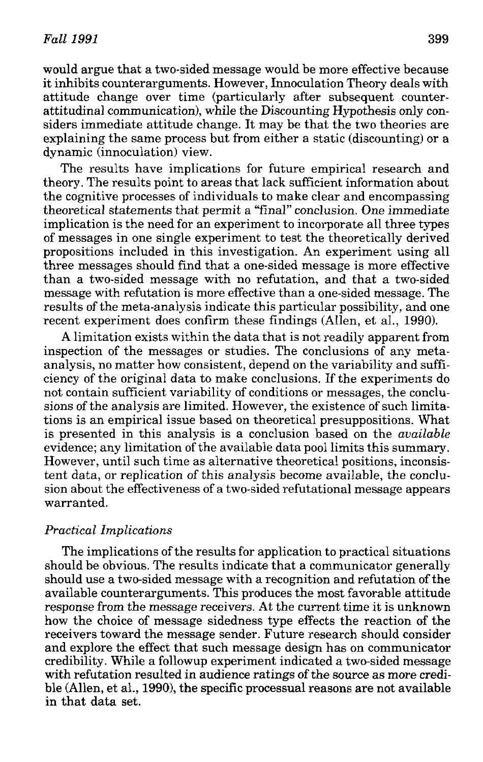would argue that a two-sided message would be more effective because it inhibits counterarguments. However, Innoculation Theory deals with attitude change over time (particularly after subsequent counter-attitudinal communication), while the Discounting Hypothesis only considers immediate attitude change. It may be that the two theories are explaining the same process but from either a static (discounting) or a dynamic (innoculation) view.

The results have implications for future empirical research and theory. The results point to areas that lack sufficient information about the cognitive processes of individuals to make clear and encompassing theoretical statements that permit a "final" conclusion. One immediate implication is the need for an experiment to incorporate all three types of messages in one single experiment to test the theoretically derived propositions included in this investigation. An experiment using all three messages should find that a one-sided message is more effective than a two-sided message with no refutation, and that a two-sided message with refutation is more effective than a one-sided message. The results of the meta-analysis indicate this particular possibility, and one recent experiment does confirm these findings (Allen, et al., 1990).

A limitation exists within the data that is not readily apparent from inspection of the messages or studies. The conclusions of any meta-analysis, no matter how consistent, depend on the variability and sufficiency of the original data to make conclusions. If the experiments do not contain sufficient variability of conditions or messages, the conclusions of the analysis are limited. However, the existence of such limitations is an empirical issue based on theoretical presuppositions. What is presented in this analysis is a conclusion based on the *available* evidence; any limitation of the available data pool limits this summary. However, until such time as alternative theoretical positions, inconsistent data, or replication of this analysis become available, the conclusion about the effectiveness of a two-sided refutational message appears warranted.

### *Practical Implications*

The implications of the results for application to practical situations should be obvious. The results indicate that a communicator generally should use a two-sided message with a recognition and refutation of the available counterarguments. This produces the most favorable attitude response from the message receivers. At the current time it is unknown how the choice of message sidedness type effects the reaction of the receivers toward the message sender. Future research should consider and explore the effect that such message design has on communicator credibility. While a followup experiment indicated a two-sided message with refutation resulted in audience ratings of the source as more credible (Allen, et al., 1990), the specific processual reasons are not available in that data set.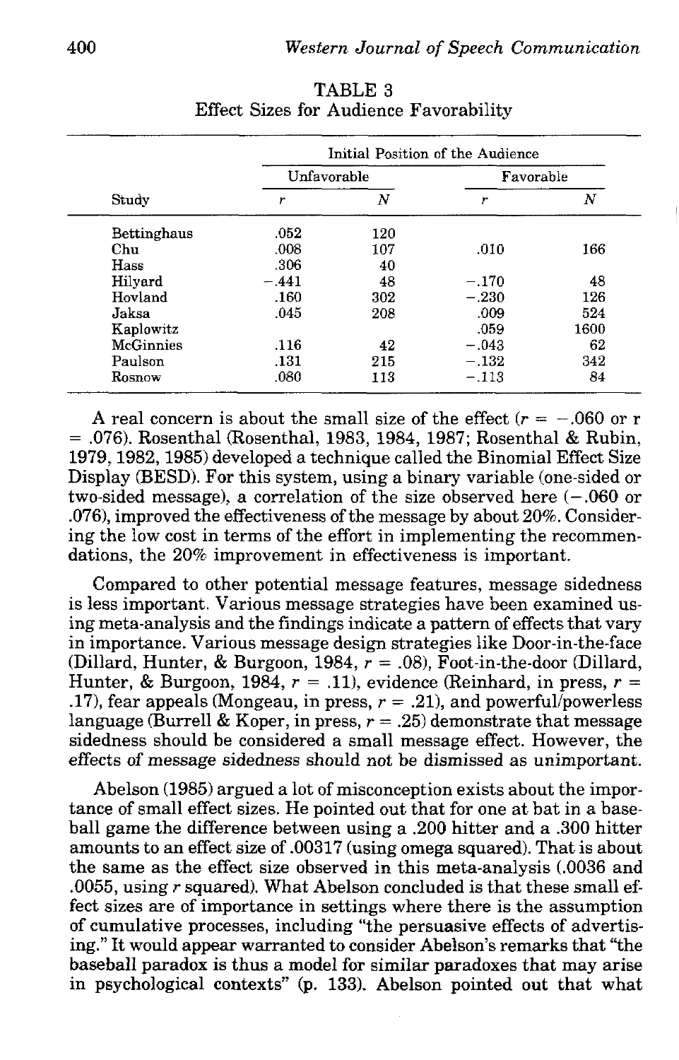TABLE 3
Effect Sizes for Audience Favorability

| | Initial Position of the Audience | | | |
|---|---|---|---|---|
| | Unfavorable | | Favorable | |
| Study | $r$ | $N$ | $r$ | $N$ |
| Bettinghaus | .052 | 120 | | |
| Chu | .008 | 107 | .010 | 166 |
| Hass | .306 | 40 | | |
| Hilyard | −.441 | 48 | −.170 | 48 |
| Hovland | .160 | 302 | −.230 | 126 |
| Jaksa | .045 | 208 | .009 | 524 |
| Kaplowitz | | | .059 | 1600 |
| McGinnies | .116 | 42 | −.043 | 62 |
| Paulson | .131 | 215 | −.132 | 342 |
| Rosnow | .080 | 113 | −.113 | 84 |

A real concern is about the small size of the effect ($r = -.060$ or $r = .076$). Rosenthal (Rosenthal, 1983, 1984, 1987; Rosenthal & Rubin, 1979, 1982, 1985) developed a technique called the Binomial Effect Size Display (BESD). For this system, using a binary variable (one-sided or two-sided message), a correlation of the size observed here (−.060 or .076), improved the effectiveness of the message by about 20%. Considering the low cost in terms of the effort in implementing the recommendations, the 20% improvement in effectiveness is important.

Compared to other potential message features, message sidedness is less important. Various message strategies have been examined using meta-analysis and the findings indicate a pattern of effects that vary in importance. Various message design strategies like Door-in-the-face (Dillard, Hunter, & Burgoon, 1984, $r = .08$), Foot-in-the-door (Dillard, Hunter, & Burgoon, 1984, $r = .11$), evidence (Reinhard, in press, $r = .17$), fear appeals (Mongeau, in press, $r = .21$), and powerful/powerless language (Burrell & Koper, in press, $r = .25$) demonstrate that message sidedness should be considered a small message effect. However, the effects of message sidedness should not be dismissed as unimportant.

Abelson (1985) argued a lot of misconception exists about the importance of small effect sizes. He pointed out that for one at bat in a baseball game the difference between using a .200 hitter and a .300 hitter amounts to an effect size of .00317 (using omega squared). That is about the same as the effect size observed in this meta-analysis (.0036 and .0055, using $r$ squared). What Abelson concluded is that these small effect sizes are of importance in settings where there is the assumption of cumulative processes, including "the persuasive effects of advertising." It would appear warranted to consider Abelson's remarks that "the baseball paradox is thus a model for similar paradoxes that may arise in psychological contexts" (p. 133). Abelson pointed out that what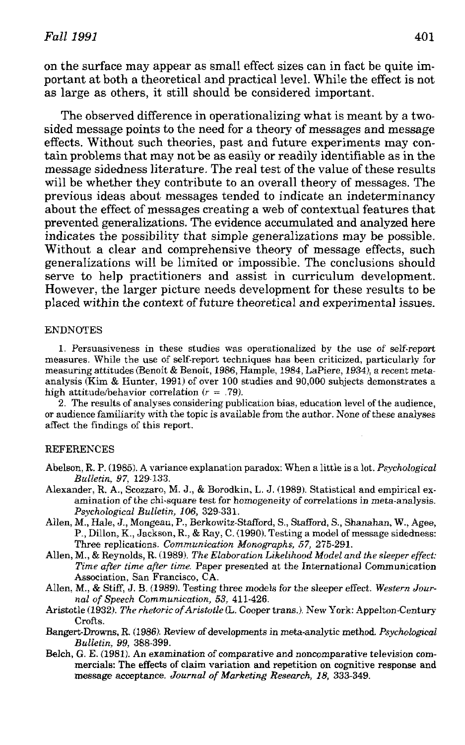on the surface may appear as small effect sizes can in fact be quite important at both a theoretical and practical level. While the effect is not as large as others, it still should be considered important.

The observed difference in operationalizing what is meant by a two-sided message points to the need for a theory of messages and message effects. Without such theories, past and future experiments may contain problems that may not be as easily or readily identifiable as in the message sidedness literature. The real test of the value of these results will be whether they contribute to an overall theory of messages. The previous ideas about messages tended to indicate an indeterminancy about the effect of messages creating a web of contextual features that prevented generalizations. The evidence accumulated and analyzed here indicates the possibility that simple generalizations may be possible. Without a clear and comprehensive theory of message effects, such generalizations will be limited or impossible. The conclusions should serve to help practitioners and assist in curriculum development. However, the larger picture needs development for these results to be placed within the context of future theoretical and experimental issues.

## ENDNOTES

1. Persuasiveness in these studies was operationalized by the use of self-report measures. While the use of self-report techniques has been criticized, particularly for measuring attitudes (Benoit & Benoit, 1986, Hample, 1984, LaPiere, 1934), a recent meta-analysis (Kim & Hunter, 1991) of over 100 studies and 90,000 subjects demonstrates a high attitude/behavior correlation ($r = .79$).

2. The results of analyses considering publication bias, education level of the audience, or audience familiarity with the topic is available from the author. None of these analyses affect the findings of this report.

## REFERENCES

Abelson, R. P. (1985). A variance explanation paradox: When a little is a lot. *Psychological Bulletin, 97*, 129-133.

Alexander, R. A., Scozzaro, M. J., & Borodkin, L. J. (1989). Statistical and empirical examination of the chi-square test for homogeneity of correlations in meta-analysis. *Psychological Bulletin, 106*, 329-331.

Allen, M., Hale, J., Mongeau, P., Berkowitz-Stafford, S., Stafford, S., Shanahan, W., Agee, P., Dillon, K., Jackson, R., & Ray, C. (1990). Testing a model of message sidedness: Three replications. *Communication Monographs, 57*, 275-291.

Allen, M., & Reynolds, R. (1989). *The Elaboration Likelihood Model and the sleeper effect: Time after time after time.* Paper presented at the International Communication Association, San Francisco, CA.

Allen, M., & Stiff, J. B. (1989). Testing three models for the sleeper effect. *Western Journal of Speech Communication, 53*, 411-426.

Aristotle (1932). *The rhetoric of Aristotle* (L. Cooper trans.). New York: Appelton-Century Crofts.

Bangert-Drowns, R. (1986). Review of developments in meta-analytic method. *Psychological Bulletin, 99*, 388-399.

Belch, G. E. (1981). An examination of comparative and noncomparative television commercials: The effects of claim variation and repetition on cognitive response and message acceptance. *Journal of Marketing Research, 18*, 333-349.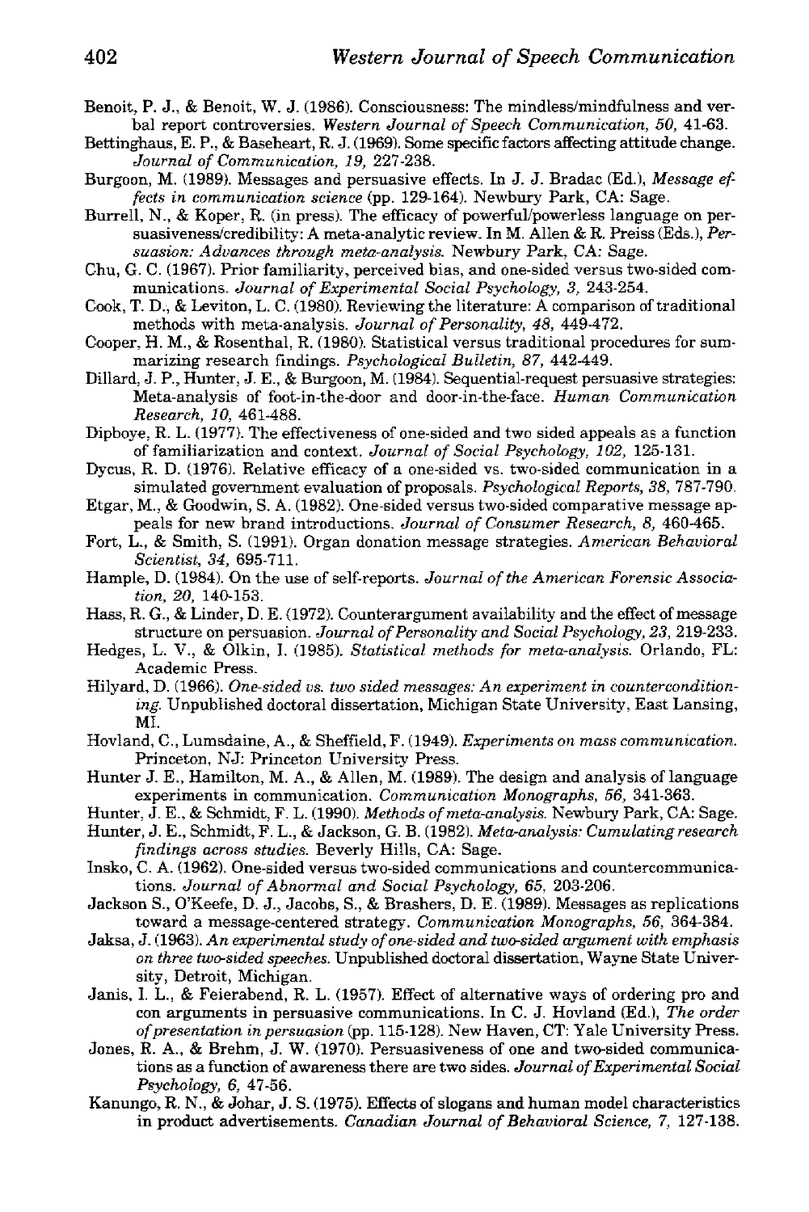Benoit, P. J., & Benoit, W. J. (1986). Consciousness: The mindless/mindfulness and verbal report controversies. *Western Journal of Speech Communication, 50,* 41-63.

Bettinghaus, E. P., & Baseheart, R. J. (1969). Some specific factors affecting attitude change. *Journal of Communication, 19,* 227-238.

Burgoon, M. (1989). Messages and persuasive effects. In J. J. Bradac (Ed.), *Message effects in communication science* (pp. 129-164). Newbury Park, CA: Sage.

Burrell, N., & Koper, R. (in press). The efficacy of powerful/powerless language on persuasiveness/credibility: A meta-analytic review. In M. Allen & R. Preiss (Eds.), *Persuasion: Advances through meta-analysis.* Newbury Park, CA: Sage.

Chu, G. C. (1967). Prior familiarity, perceived bias, and one-sided versus two-sided communications. *Journal of Experimental Social Psychology, 3,* 243-254.

Cook, T. D., & Leviton, L. C. (1980). Reviewing the literature: A comparison of traditional methods with meta-analysis. *Journal of Personality, 48,* 449-472.

Cooper, H. M., & Rosenthal, R. (1980). Statistical versus traditional procedures for summarizing research findings. *Psychological Bulletin, 87,* 442-449.

Dillard, J. P., Hunter, J. E., & Burgoon, M. (1984). Sequential-request persuasive strategies: Meta-analysis of foot-in-the-door and door-in-the-face. *Human Communication Research, 10,* 461-488.

Dipboye, R. L. (1977). The effectiveness of one-sided and two sided appeals as a function of familiarization and context. *Journal of Social Psychology, 102,* 125-131.

Dycus, R. D. (1976). Relative efficacy of a one-sided vs. two-sided communication in a simulated government evaluation of proposals. *Psychological Reports, 38,* 787-790.

Etgar, M., & Goodwin, S. A. (1982). One-sided versus two-sided comparative message appeals for new brand introductions. *Journal of Consumer Research, 8,* 460-465.

Fort, L., & Smith, S. (1991). Organ donation message strategies. *American Behavioral Scientist, 34,* 695-711.

Hample, D. (1984). On the use of self-reports. *Journal of the American Forensic Association, 20,* 140-153.

Hass, R. G., & Linder, D. E. (1972). Counterargument availability and the effect of message structure on persuasion. *Journal of Personality and Social Psychology, 23,* 219-233.

Hedges, L. V., & Olkin, I. (1985). *Statistical methods for meta-analysis.* Orlando, FL: Academic Press.

Hilyard, D. (1966). *One-sided vs. two sided messages: An experiment in counterconditioning.* Unpublished doctoral dissertation, Michigan State University, East Lansing, MI.

Hovland, C., Lumsdaine, A., & Sheffield, F. (1949). *Experiments on mass communication.* Princeton, NJ: Princeton University Press.

Hunter J. E., Hamilton, M. A., & Allen, M. (1989). The design and analysis of language experiments in communication. *Communication Monographs, 56,* 341-363.

Hunter, J. E., & Schmidt, F. L. (1990). *Methods of meta-analysis.* Newbury Park, CA: Sage.

Hunter, J. E., Schmidt, F. L., & Jackson, G. B. (1982). *Meta-analysis: Cumulating research findings across studies.* Beverly Hills, CA: Sage.

Insko, C. A. (1962). One-sided versus two-sided communications and countercommunications. *Journal of Abnormal and Social Psychology, 65,* 203-206.

Jackson S., O'Keefe, D. J., Jacobs, S., & Brashers, D. E. (1989). Messages as replications toward a message-centered strategy. *Communication Monographs, 56,* 364-384.

Jaksa, J. (1963). *An experimental study of one-sided and two-sided argument with emphasis on three two-sided speeches.* Unpublished doctoral dissertation, Wayne State University, Detroit, Michigan.

Janis, I. L., & Feierabend, R. L. (1957). Effect of alternative ways of ordering pro and con arguments in persuasive communications. In C. J. Hovland (Ed.), *The order of presentation in persuasion* (pp. 115-128). New Haven, CT: Yale University Press.

Jones, R. A., & Brehm, J. W. (1970). Persuasiveness of one and two-sided communications as a function of awareness there are two sides. *Journal of Experimental Social Psychology, 6,* 47-56.

Kanungo, R. N., & Johar, J. S. (1975). Effects of slogans and human model characteristics in product advertisements. *Canadian Journal of Behavioral Science, 7,* 127-138.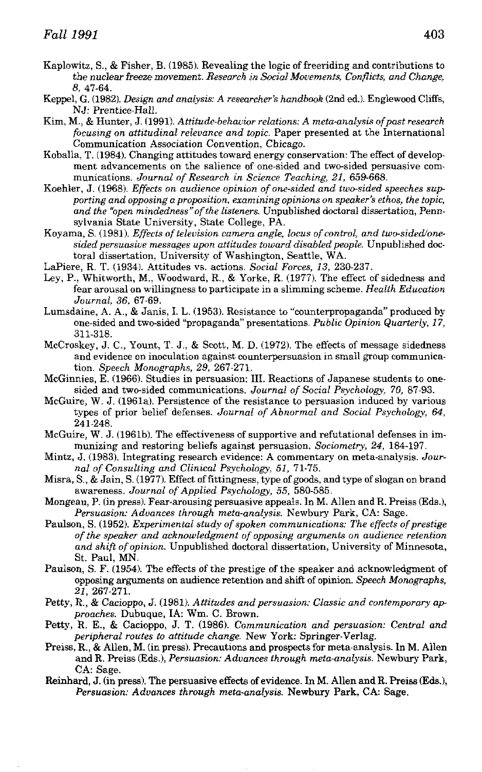Kaplowitz, S., & Fisher, B. (1985). Revealing the logic of freeriding and contributions to the nuclear freeze movement. *Research in Social Movements, Conflicts, and Change, 8*, 47-64.

Keppel, G. (1982). *Design and analysis: A researcher's handbook* (2nd ed.). Englewood Cliffs, NJ: Prentice-Hall.

Kim, M., & Hunter, J. (1991). *Attitude-behavior relations: A meta-analysis of past research focusing on attitudinal relevance and topic.* Paper presented at the International Communication Association Convention, Chicago.

Koballa, T. (1984). Changing attitudes toward energy conservation: The effect of development advancements on the salience of one-sided and two-sided persuasive communications. *Journal of Research in Science Teaching, 21*, 659-668.

Koehler, J. (1968). *Effects on audience opinion of one-sided and two-sided speeches supporting and opposing a proposition, examining opinions on speaker's ethos, the topic, and the "open mindedness" of the listeners.* Unpublished doctoral dissertation, Pennsylvania State University, State College, PA.

Koyama, S. (1981). *Effects of television camera angle, locus of control, and two-sided/one-sided persuasive messages upon attitudes toward disabled people.* Unpublished doctoral dissertation, University of Washington, Seattle, WA.

LaPiere, R. T. (1934). Attitudes vs. actions. *Social Forces, 13*, 230-237.

Ley, P., Whitworth, M., Woodward, R., & Yorke, R. (1977). The effect of sidedness and fear arousal on willingness to participate in a slimming scheme. *Health Education Journal, 36*, 67-69.

Lumsdaine, A. A., & Janis, I. L. (1953). Resistance to "counterpropaganda" produced by one-sided and two-sided "propaganda" presentations. *Public Opinion Quarterly, 17*, 311-318.

McCroskey, J. C., Yount, T. J., & Scott, M. D. (1972). The effects of message sidedness and evidence on inoculation against counterpersuasion in small group communication. *Speech Monographs, 29*, 267-271.

McGinnies, E. (1966). Studies in persuasion: III. Reactions of Japanese students to one-sided and two-sided communications. *Journal of Social Psychology, 70*, 87-93.

McGuire, W. J. (1961a). Persistence of the resistance to persuasion induced by various types of prior belief defenses. *Journal of Abnormal and Social Psychology, 64*, 241-248.

McGuire, W. J. (1961b). The effectiveness of supportive and refutational defenses in immunizing and restoring beliefs against persuasion. *Sociometry, 24*, 184-197.

Mintz, J. (1983). Integrating research evidence: A commentary on meta-analysis. *Journal of Consulting and Clinical Psychology, 51*, 71-75.

Misra, S., & Jain, S. (1977). Effect of fittingness, type of goods, and type of slogan on brand awareness. *Journal of Applied Psychology, 55*, 580-585.

Mongeau, P. (in press). Fear-arousing persuasive appeals. In M. Allen and R. Preiss (Eds.), *Persuasion: Advances through meta-analysis.* Newbury Park, CA: Sage.

Paulson, S. (1952). *Experimental study of spoken communications: The effects of prestige of the speaker and acknowledgment of opposing arguments on audience retention and shift of opinion.* Unpublished doctoral dissertation, University of Minnesota, St. Paul, MN.

Paulson, S. F. (1954). The effects of the prestige of the speaker and acknowledgment of opposing arguments on audience retention and shift of opinion. *Speech Monographs, 21*, 267-271.

Petty, R., & Cacioppo, J. (1981). *Attitudes and persuasion: Classic and contemporary approaches.* Dubuque, IA: Wm. C. Brown.

Petty, R. E., & Cacioppo, J. T. (1986). *Communication and persuasion: Central and peripheral routes to attitude change.* New York: Springer-Verlag.

Preiss, R., & Allen, M. (in press). Precautions and prospects for meta-analysis. In M. Allen and R. Preiss (Eds.), *Persuasion: Advances through meta-analysis.* Newbury Park, CA: Sage.

Reinhard, J. (in press). The persuasive effects of evidence. In M. Allen and R. Preiss (Eds.), *Persuasion: Advances through meta-analysis.* Newbury Park, CA: Sage.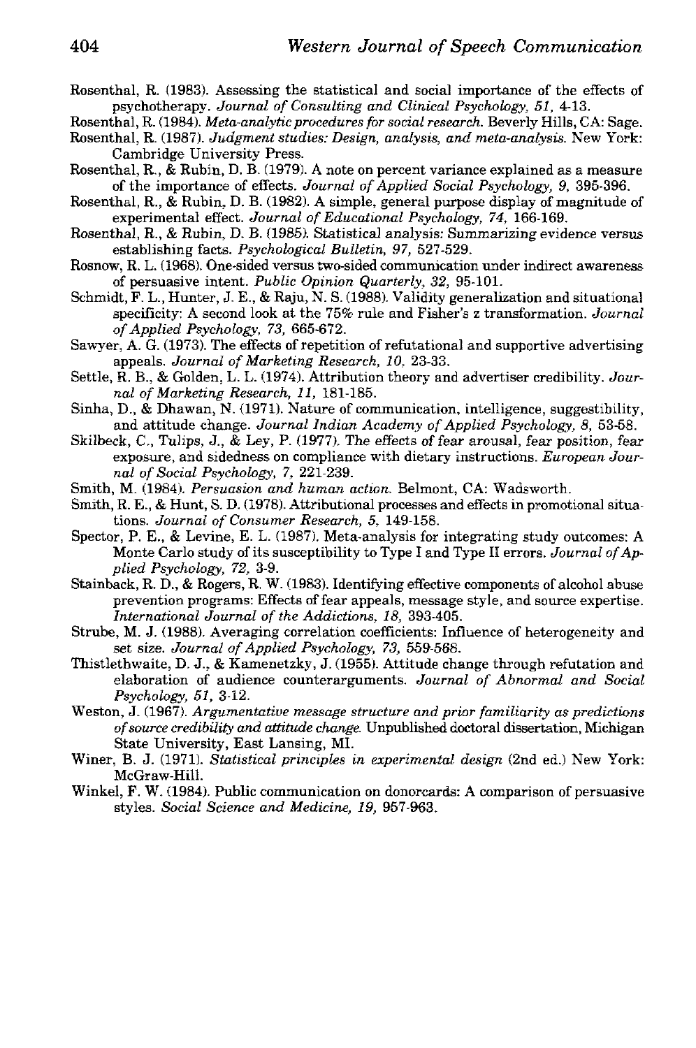Rosenthal, R. (1983). Assessing the statistical and social importance of the effects of psychotherapy. *Journal of Consulting and Clinical Psychology, 51,* 4-13.

Rosenthal, R. (1984). *Meta-analytic procedures for social research.* Beverly Hills, CA: Sage.

Rosenthal, R. (1987). *Judgment studies: Design, analysis, and meta-analysis.* New York: Cambridge University Press.

Rosenthal, R., & Rubin, D. B. (1979). A note on percent variance explained as a measure of the importance of effects. *Journal of Applied Social Psychology, 9,* 395-396.

Rosenthal, R., & Rubin, D. B. (1982). A simple, general purpose display of magnitude of experimental effect. *Journal of Educational Psychology, 74,* 166-169.

Rosenthal, R., & Rubin, D. B. (1985). Statistical analysis: Summarizing evidence versus establishing facts. *Psychological Bulletin, 97,* 527-529.

Rosnow, R. L. (1968). One-sided versus two-sided communication under indirect awareness of persuasive intent. *Public Opinion Quarterly, 32,* 95-101.

Schmidt, F. L., Hunter, J. E., & Raju, N. S. (1988). Validity generalization and situational specificity: A second look at the 75% rule and Fisher's z transformation. *Journal of Applied Psychology, 73,* 665-672.

Sawyer, A. G. (1973). The effects of repetition of refutational and supportive advertising appeals. *Journal of Marketing Research, 10,* 23-33.

Settle, R. B., & Golden, L. L. (1974). Attribution theory and advertiser credibility. *Journal of Marketing Research, 11,* 181-185.

Sinha, D., & Dhawan, N. (1971). Nature of communication, intelligence, suggestibility, and attitude change. *Journal Indian Academy of Applied Psychology, 8,* 53-58.

Skilbeck, C., Tulips, J., & Ley, P. (1977). The effects of fear arousal, fear position, fear exposure, and sidedness on compliance with dietary instructions. *European Journal of Social Psychology, 7,* 221-239.

Smith, M. (1984). *Persuasion and human action.* Belmont, CA: Wadsworth.

Smith, R. E., & Hunt, S. D. (1978). Attributional processes and effects in promotional situations. *Journal of Consumer Research, 5,* 149-158.

Spector, P. E., & Levine, E. L. (1987). Meta-analysis for integrating study outcomes: A Monte Carlo study of its susceptibility to Type I and Type II errors. *Journal of Applied Psychology, 72,* 3-9.

Stainback, R. D., & Rogers, R. W. (1983). Identifying effective components of alcohol abuse prevention programs: Effects of fear appeals, message style, and source expertise. *International Journal of the Addictions, 18,* 393-405.

Strube, M. J. (1988). Averaging correlation coefficients: Influence of heterogeneity and set size. *Journal of Applied Psychology, 73,* 559-568.

Thistlethwaite, D. J., & Kamenetzky, J. (1955). Attitude change through refutation and elaboration of audience counterarguments. *Journal of Abnormal and Social Psychology, 51,* 3-12.

Weston, J. (1967). *Argumentative message structure and prior familiarity as predictions of source credibility and attitude change.* Unpublished doctoral dissertation, Michigan State University, East Lansing, MI.

Winer, B. J. (1971). *Statistical principles in experimental design* (2nd ed.) New York: McGraw-Hill.

Winkel, F. W. (1984). Public communication on donorcards: A comparison of persuasive styles. *Social Science and Medicine, 19,* 957-963.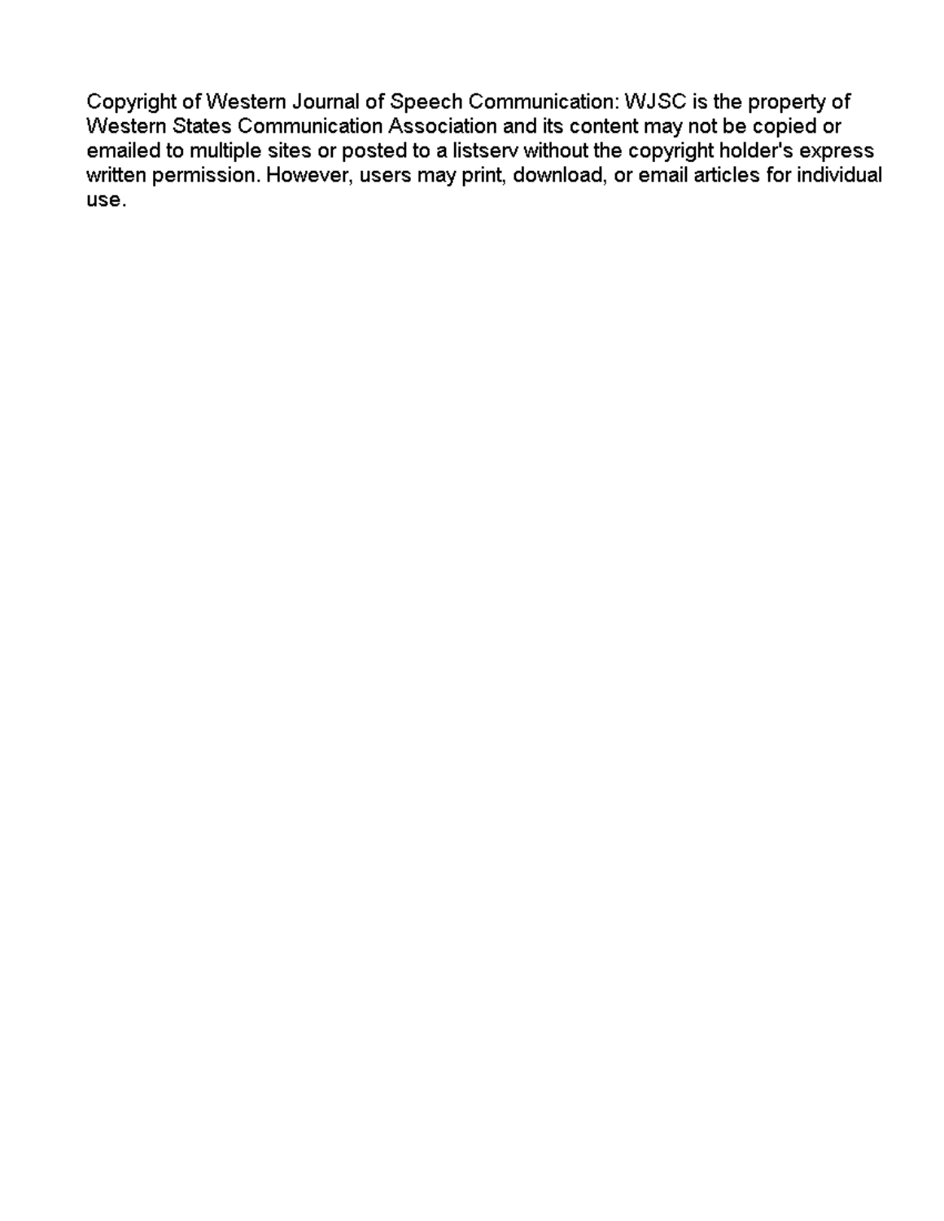Copyright of Western Journal of Speech Communication: WJSC is the property of Western States Communication Association and its content may not be copied or emailed to multiple sites or posted to a listserv without the copyright holder's express written permission. However, users may print, download, or email articles for individual use.